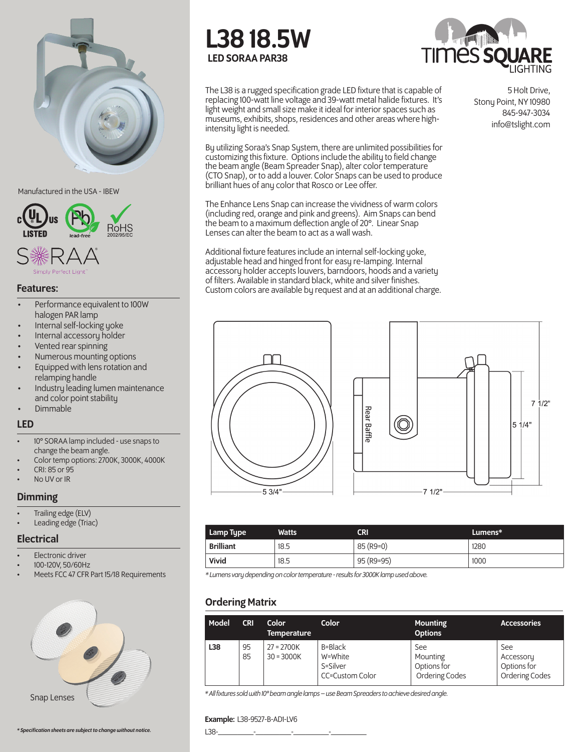# L38 18.5W

## LED SORAA PAR38

TIMES SQUARE LIGHTING

5 Holt Drive,
Stony Point, NY 10980
845-947-3034
info@tslight.com

The L38 is a rugged specification grade LED fixture that is capable of replacing 100-watt line voltage and 39-watt metal halide fixtures. It's light weight and small size make it ideal for interior spaces such as museums, exhibits, shops, residences and other areas where high-intensity light is needed.

By utilizing Soraa's Snap System, there are unlimited possibilities for customizing this fixture. Options include the ability to field change the beam angle (Beam Spreader Snap), alter color temperature (CTO Snap), or to add a louver. Color Snaps can be used to produce brilliant hues of any color that Rosco or Lee offer.

The Enhance Lens Snap can increase the vividness of warm colors (including red, orange and pink and greens). Aim Snaps can bend the beam to a maximum deflection angle of 20°. Linear Snap Lenses can alter the beam to act as a wall wash.

Additional fixture features include an internal self-locking yoke, adjustable head and hinged front for easy re-lamping. Internal accessory holder accepts louvers, barndoors, hoods and a variety of filters. Available in standard black, white and silver finishes. Custom colors are available by request and at an additional charge.

Manufactured in the USA - IBEW

c UL us LISTED · lead-free · RoHS 2002/95/EC

SORAA Simply Perfect Light™

### Features:

- Performance equivalent to 100W halogen PAR lamp
- Internal self-locking yoke
- Internal accessory holder
- Vented rear spinning
- Numerous mounting options
- Equipped with lens rotation and relamping handle
- Industry leading lumen maintenance and color point stability
- Dimmable

### LED

- 10° SORAA lamp included - use snaps to change the beam angle.
- Color temp options: 2700K, 3000K, 4000K
- CRI: 85 or 95
- No UV or IR

### Dimming

- Trailing edge (ELV)
- Leading edge (Triac)

### Electrical

- Electronic driver
- 100-120V, 50/60Hz
- Meets FCC 47 CFR Part 15/18 Requirements

Rear Baffle

5 3/4" · 7 1/2" · 7 1/2" · 5 1/4"

Snap Lenses

| Lamp Type | Watts | CRI | Lumens* |
|---|---|---|---|
| Brilliant | 18.5 | 85 (R9=0) | 1280 |
| Vivid | 18.5 | 95 (R9=95) | 1000 |

*Lumens vary depending on color temperature - results for 3000K lamp used above.*

## Ordering Matrix

| Model | CRI | Color Temperature | Color | Mounting Options | Accessories |
|---|---|---|---|---|---|
| L38 | 95<br>85 | 27 = 2700K<br>30 = 3000K | B=Black<br>W=White<br>S=Silver<br>CC=Custom Color | See Mounting Options for Ordering Codes | See Accessory Options for Ordering Codes |

*All fixtures sold with 10° beam angle lamps – use Beam Spreaders to achieve desired angle.*

**Example:** L38-9527-B-ADI-LV6

L38-\_\_\_\_\_\_\_\_-\_\_\_\_\_\_\_\_-\_\_\_\_\_\_\_\_-\_\_\_\_\_\_\_\_

*** Specification sheets are subject to change without notice.***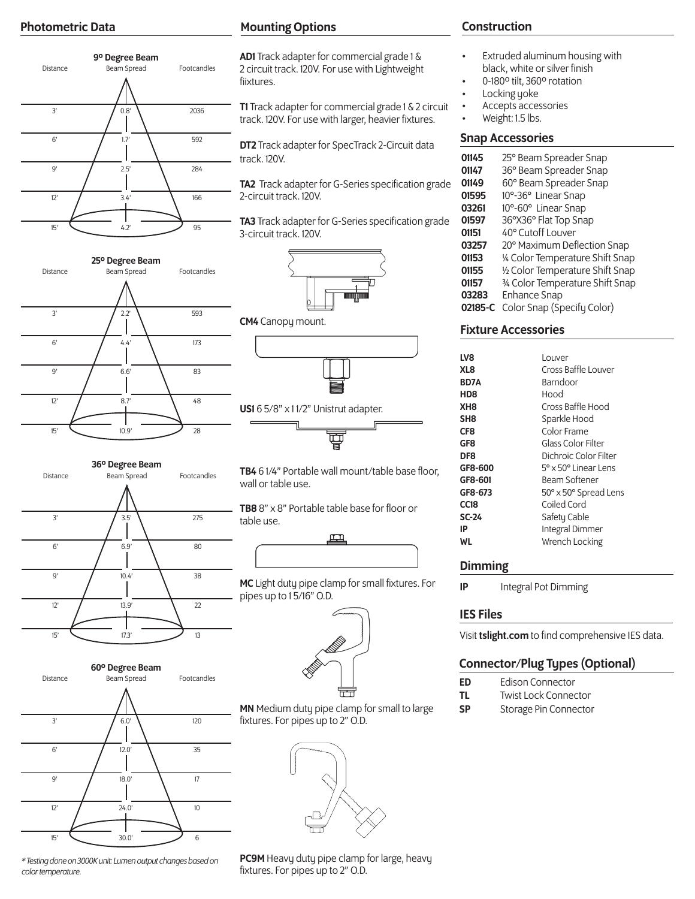## Photometric Data

**9º Degree Beam**

Distance | Beam Spread | Footcandles

3' | 0.8' | 2036

6' | 1.7' | 592

9' | 2.5' | 284

12' | 3.4' | 166

15' | 4.2' | 95

**25º Degree Beam**

Distance | Beam Spread | Footcandles

3' | 2.2' | 593

6' | 4.4' | 173

9' | 6.6' | 83

12' | 8.7' | 48

15' | 10.9' | 28

**36º Degree Beam**

Distance | Beam Spread | Footcandles

3' | 3.5' | 275

6' | 6.9' | 80

9' | 10.4' | 38

12' | 13.9' | 22

15' | 17.3' | 13

**60º Degree Beam**

Distance | Beam Spread | Footcandles

3' | 6.0' | 120

6' | 12.0' | 35

9' | 18.0' | 17

12' | 24.0' | 10

15' | 30.0' | 6

*\* Testing done on 3000K unit: Lumen output changes based on color temperature.*

## Mounting Options

**AD1** Track adapter for commercial grade 1 & 2 circuit track. 120V. For use with Lightweight fiixtures.

**T1** Track adapter for commercial grade 1 & 2 circuit track. 120V. For use with larger, heavier fixtures.

**DT2** Track adapter for SpecTrack 2-Circuit data track. 120V.

**TA2** Track adapter for G-Series specification grade 2-circuit track. 120V.

**TA3** Track adapter for G-Series specification grade 3-circuit track. 120V.

**CM4** Canopy mount.

**US1** 6 5/8" x 1 1/2" Unistrut adapter.

**TB4** 6 1/4" Portable wall mount/table base floor, wall or table use.

**TB8** 8" x 8" Portable table base for floor or table use.

**MC** Light duty pipe clamp for small fixtures. For pipes up to 1 5/16" O.D.

**MN** Medium duty pipe clamp for small to large fixtures. For pipes up to 2" O.D.

**PC9M** Heavy duty pipe clamp for large, heavy fixtures. For pipes up to 2" O.D.

## Construction

- Extruded aluminum housing with black, white or silver finish
- 0-180º tilt, 360º rotation
- Locking yoke
- Accepts accessories
- Weight: 1.5 lbs.

## Snap Accessories

| | |
|---|---|
| **01145** | 25° Beam Spreader Snap |
| **01147** | 36° Beam Spreader Snap |
| **01149** | 60° Beam Spreader Snap |
| **01595** | 10°-36° Linear Snap |
| **03261** | 10°-60° Linear Snap |
| **01597** | 36°X36° Flat Top Snap |
| **01151** | 40° Cutoff Louver |
| **03257** | 20° Maximum Deflection Snap |
| **01153** | ¼ Color Temperature Shift Snap |
| **01155** | ½ Color Temperature Shift Snap |
| **01157** | ¾ Color Temperature Shift Snap |
| **03283** | Enhance Snap |
| **02185-C** | Color Snap (Specify Color) |

## Fixture Accessories

| | |
|---|---|
| **LV8** | Louver |
| **XL8** | Cross Baffle Louver |
| **BD7A** | Barndoor |
| **HD8** | Hood |
| **XH8** | Cross Baffle Hood |
| **SH8** | Sparkle Hood |
| **CF8** | Color Frame |
| **GF8** | Glass Color Filter |
| **DF8** | Dichroic Color Filter |
| **GF8-600** | 5° x 50° Linear Lens |
| **GF8-601** | Beam Softener |
| **GF8-673** | 50° x 50° Spread Lens |
| **CC18** | Coiled Cord |
| **SC-24** | Safety Cable |
| **IP** | Integral Dimmer |
| **WL** | Wrench Locking |

## Dimming

**IP** Integral Pot Dimming

## IES Files

Visit **tslight.com** to find comprehensive IES data.

## Connector/Plug Types (Optional)

| | |
|---|---|
| **ED** | Edison Connector |
| **TL** | Twist Lock Connector |
| **SP** | Storage Pin Connector |